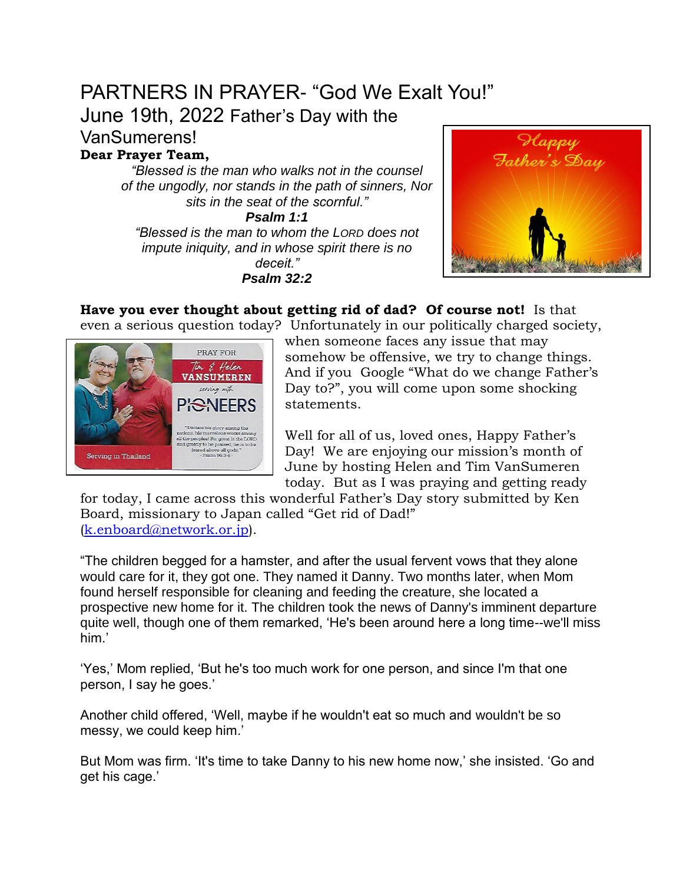# PARTNERS IN PRAYER- "God We Exalt You!"

## June 19th, 2022 Father's Day with the VanSumerens!

**Dear Prayer Team,**

*"Blessed is the man who walks not in the counsel of the ungodly, nor stands in the path of sinners, Nor sits in the seat of the scornful."*

***Psalm 1:1***

*"Blessed is the man to whom the LORD does not impute iniquity, and in whose spirit there is no deceit."*

***Psalm 32:2***

**Have you ever thought about getting rid of dad? Of course not!** Is that even a serious question today? Unfortunately in our politically charged society, when someone faces any issue that may somehow be offensive, we try to change things. And if you Google "What do we change Father's Day to?", you will come upon some shocking statements.

Well for all of us, loved ones, Happy Father's Day! We are enjoying our mission's month of June by hosting Helen and Tim VanSumeren today. But as I was praying and getting ready for today, I came across this wonderful Father's Day story submitted by Ken Board, missionary to Japan called "Get rid of Dad!" (k.enboard@network.or.jp).

"The children begged for a hamster, and after the usual fervent vows that they alone would care for it, they got one. They named it Danny. Two months later, when Mom found herself responsible for cleaning and feeding the creature, she located a prospective new home for it. The children took the news of Danny's imminent departure quite well, though one of them remarked, 'He's been around here a long time--we'll miss him.'

'Yes,' Mom replied, 'But he's too much work for one person, and since I'm that one person, I say he goes.'

Another child offered, 'Well, maybe if he wouldn't eat so much and wouldn't be so messy, we could keep him.'

But Mom was firm. 'It's time to take Danny to his new home now,' she insisted. 'Go and get his cage.'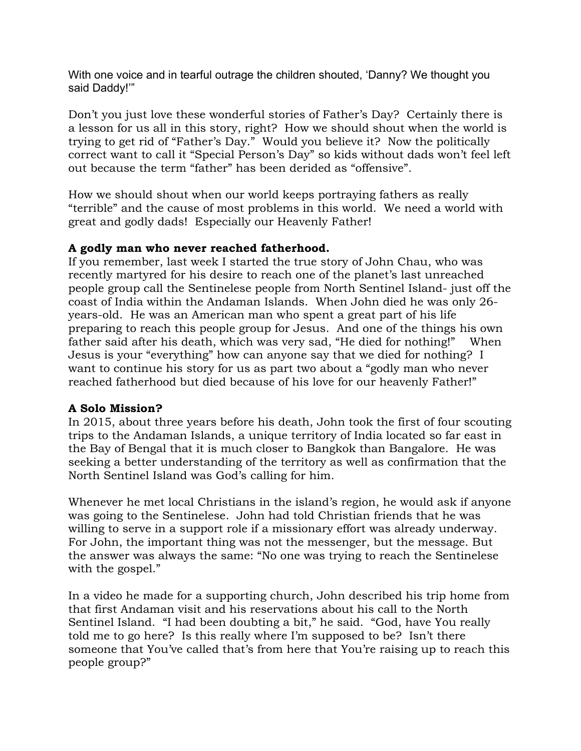With one voice and in tearful outrage the children shouted, 'Danny? We thought you said Daddy!'"

Don't you just love these wonderful stories of Father's Day? Certainly there is a lesson for us all in this story, right? How we should shout when the world is trying to get rid of "Father's Day." Would you believe it? Now the politically correct want to call it "Special Person's Day" so kids without dads won't feel left out because the term "father" has been derided as "offensive".

How we should shout when our world keeps portraying fathers as really "terrible" and the cause of most problems in this world. We need a world with great and godly dads! Especially our Heavenly Father!

**A godly man who never reached fatherhood.**
If you remember, last week I started the true story of John Chau, who was recently martyred for his desire to reach one of the planet's last unreached people group call the Sentinelese people from North Sentinel Island- just off the coast of India within the Andaman Islands. When John died he was only 26-years-old. He was an American man who spent a great part of his life preparing to reach this people group for Jesus. And one of the things his own father said after his death, which was very sad, "He died for nothing!" When Jesus is your "everything" how can anyone say that we died for nothing? I want to continue his story for us as part two about a "godly man who never reached fatherhood but died because of his love for our heavenly Father!"

**A Solo Mission?**
In 2015, about three years before his death, John took the first of four scouting trips to the Andaman Islands, a unique territory of India located so far east in the Bay of Bengal that it is much closer to Bangkok than Bangalore. He was seeking a better understanding of the territory as well as confirmation that the North Sentinel Island was God's calling for him.

Whenever he met local Christians in the island's region, he would ask if anyone was going to the Sentinelese. John had told Christian friends that he was willing to serve in a support role if a missionary effort was already underway. For John, the important thing was not the messenger, but the message. But the answer was always the same: "No one was trying to reach the Sentinelese with the gospel."

In a video he made for a supporting church, John described his trip home from that first Andaman visit and his reservations about his call to the North Sentinel Island. "I had been doubting a bit," he said. "God, have You really told me to go here? Is this really where I'm supposed to be? Isn't there someone that You've called that's from here that You're raising up to reach this people group?"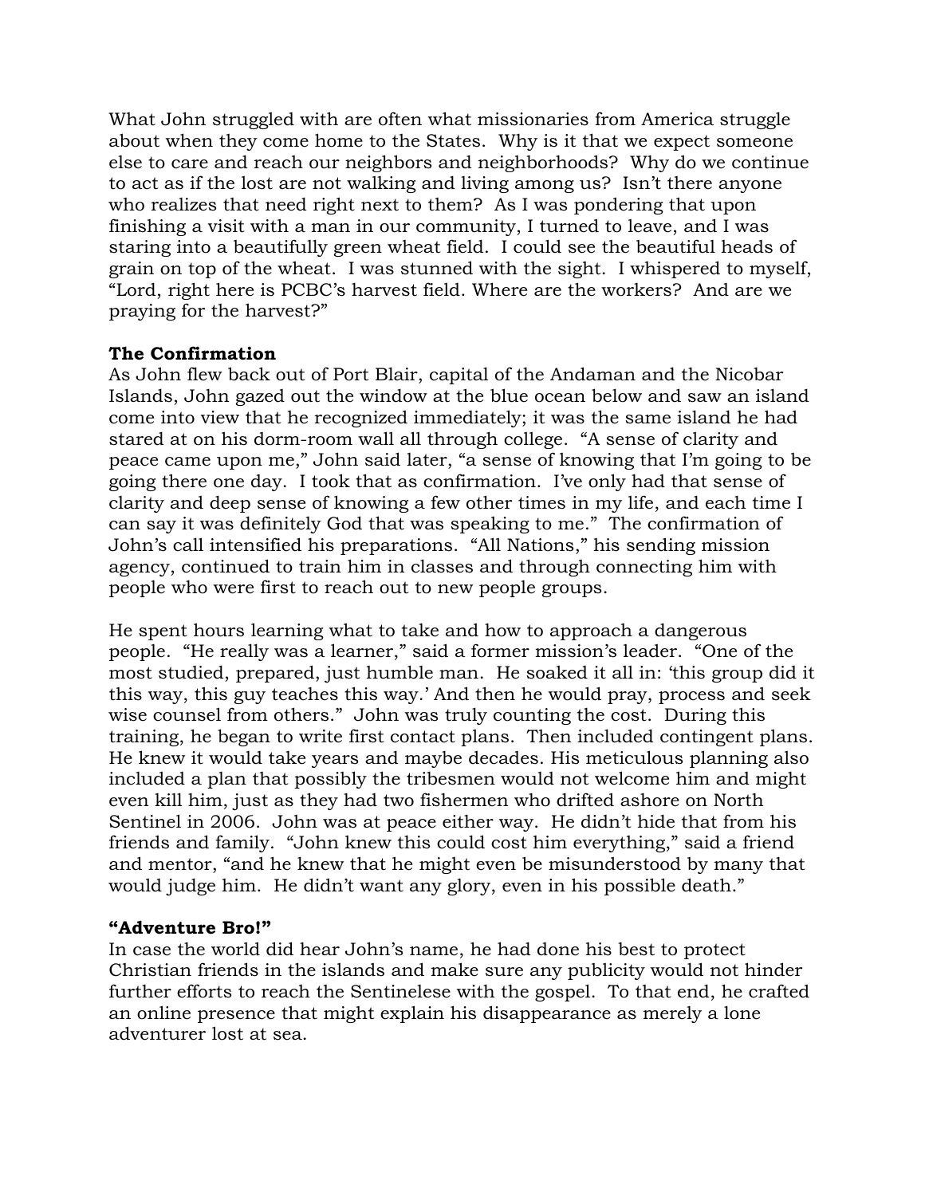What John struggled with are often what missionaries from America struggle about when they come home to the States. Why is it that we expect someone else to care and reach our neighbors and neighborhoods? Why do we continue to act as if the lost are not walking and living among us? Isn't there anyone who realizes that need right next to them? As I was pondering that upon finishing a visit with a man in our community, I turned to leave, and I was staring into a beautifully green wheat field. I could see the beautiful heads of grain on top of the wheat. I was stunned with the sight. I whispered to myself, "Lord, right here is PCBC's harvest field. Where are the workers? And are we praying for the harvest?"

**The Confirmation**

As John flew back out of Port Blair, capital of the Andaman and the Nicobar Islands, John gazed out the window at the blue ocean below and saw an island come into view that he recognized immediately; it was the same island he had stared at on his dorm-room wall all through college. "A sense of clarity and peace came upon me," John said later, "a sense of knowing that I'm going to be going there one day. I took that as confirmation. I've only had that sense of clarity and deep sense of knowing a few other times in my life, and each time I can say it was definitely God that was speaking to me." The confirmation of John's call intensified his preparations. "All Nations," his sending mission agency, continued to train him in classes and through connecting him with people who were first to reach out to new people groups.

He spent hours learning what to take and how to approach a dangerous people. "He really was a learner," said a former mission's leader. "One of the most studied, prepared, just humble man. He soaked it all in: 'this group did it this way, this guy teaches this way.' And then he would pray, process and seek wise counsel from others." John was truly counting the cost. During this training, he began to write first contact plans. Then included contingent plans. He knew it would take years and maybe decades. His meticulous planning also included a plan that possibly the tribesmen would not welcome him and might even kill him, just as they had two fishermen who drifted ashore on North Sentinel in 2006. John was at peace either way. He didn't hide that from his friends and family. "John knew this could cost him everything," said a friend and mentor, "and he knew that he might even be misunderstood by many that would judge him. He didn't want any glory, even in his possible death."

**"Adventure Bro!"**

In case the world did hear John's name, he had done his best to protect Christian friends in the islands and make sure any publicity would not hinder further efforts to reach the Sentinelese with the gospel. To that end, he crafted an online presence that might explain his disappearance as merely a lone adventurer lost at sea.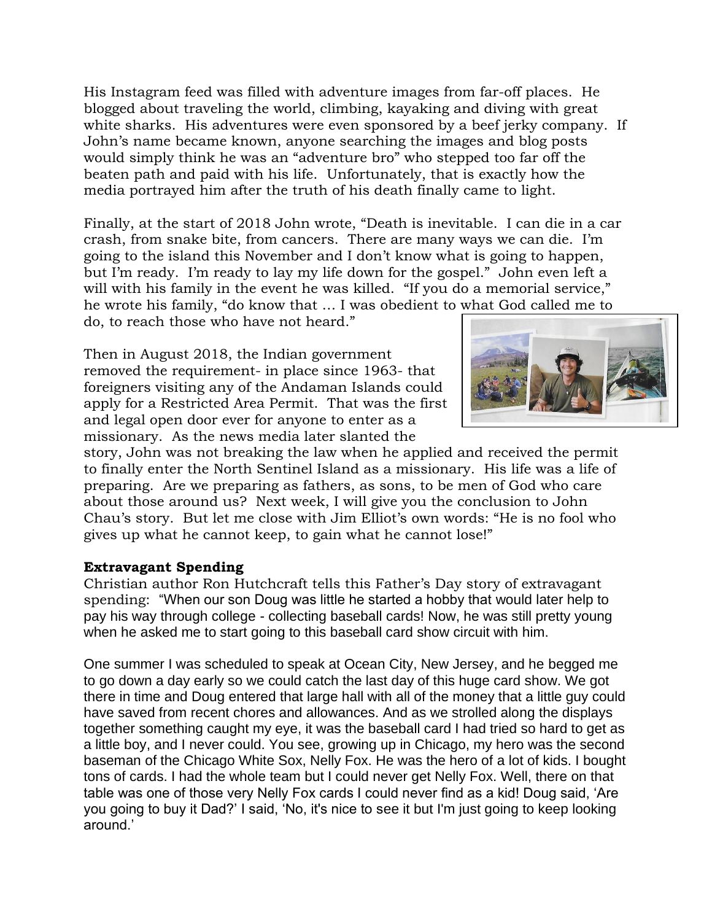His Instagram feed was filled with adventure images from far-off places. He blogged about traveling the world, climbing, kayaking and diving with great white sharks. His adventures were even sponsored by a beef jerky company. If John's name became known, anyone searching the images and blog posts would simply think he was an "adventure bro" who stepped too far off the beaten path and paid with his life. Unfortunately, that is exactly how the media portrayed him after the truth of his death finally came to light.

Finally, at the start of 2018 John wrote, "Death is inevitable. I can die in a car crash, from snake bite, from cancers. There are many ways we can die. I'm going to the island this November and I don't know what is going to happen, but I'm ready. I'm ready to lay my life down for the gospel." John even left a will with his family in the event he was killed. "If you do a memorial service," he wrote his family, "do know that … I was obedient to what God called me to do, to reach those who have not heard."

Then in August 2018, the Indian government removed the requirement- in place since 1963- that foreigners visiting any of the Andaman Islands could apply for a Restricted Area Permit. That was the first and legal open door ever for anyone to enter as a missionary. As the news media later slanted the story, John was not breaking the law when he applied and received the permit to finally enter the North Sentinel Island as a missionary. His life was a life of preparing. Are we preparing as fathers, as sons, to be men of God who care about those around us? Next week, I will give you the conclusion to John Chau's story. But let me close with Jim Elliot's own words: "He is no fool who gives up what he cannot keep, to gain what he cannot lose!"

**Extravagant Spending**

Christian author Ron Hutchcraft tells this Father's Day story of extravagant spending: "When our son Doug was little he started a hobby that would later help to pay his way through college - collecting baseball cards! Now, he was still pretty young when he asked me to start going to this baseball card show circuit with him.

One summer I was scheduled to speak at Ocean City, New Jersey, and he begged me to go down a day early so we could catch the last day of this huge card show. We got there in time and Doug entered that large hall with all of the money that a little guy could have saved from recent chores and allowances. And as we strolled along the displays together something caught my eye, it was the baseball card I had tried so hard to get as a little boy, and I never could. You see, growing up in Chicago, my hero was the second baseman of the Chicago White Sox, Nelly Fox. He was the hero of a lot of kids. I bought tons of cards. I had the whole team but I could never get Nelly Fox. Well, there on that table was one of those very Nelly Fox cards I could never find as a kid! Doug said, 'Are you going to buy it Dad?' I said, 'No, it's nice to see it but I'm just going to keep looking around.'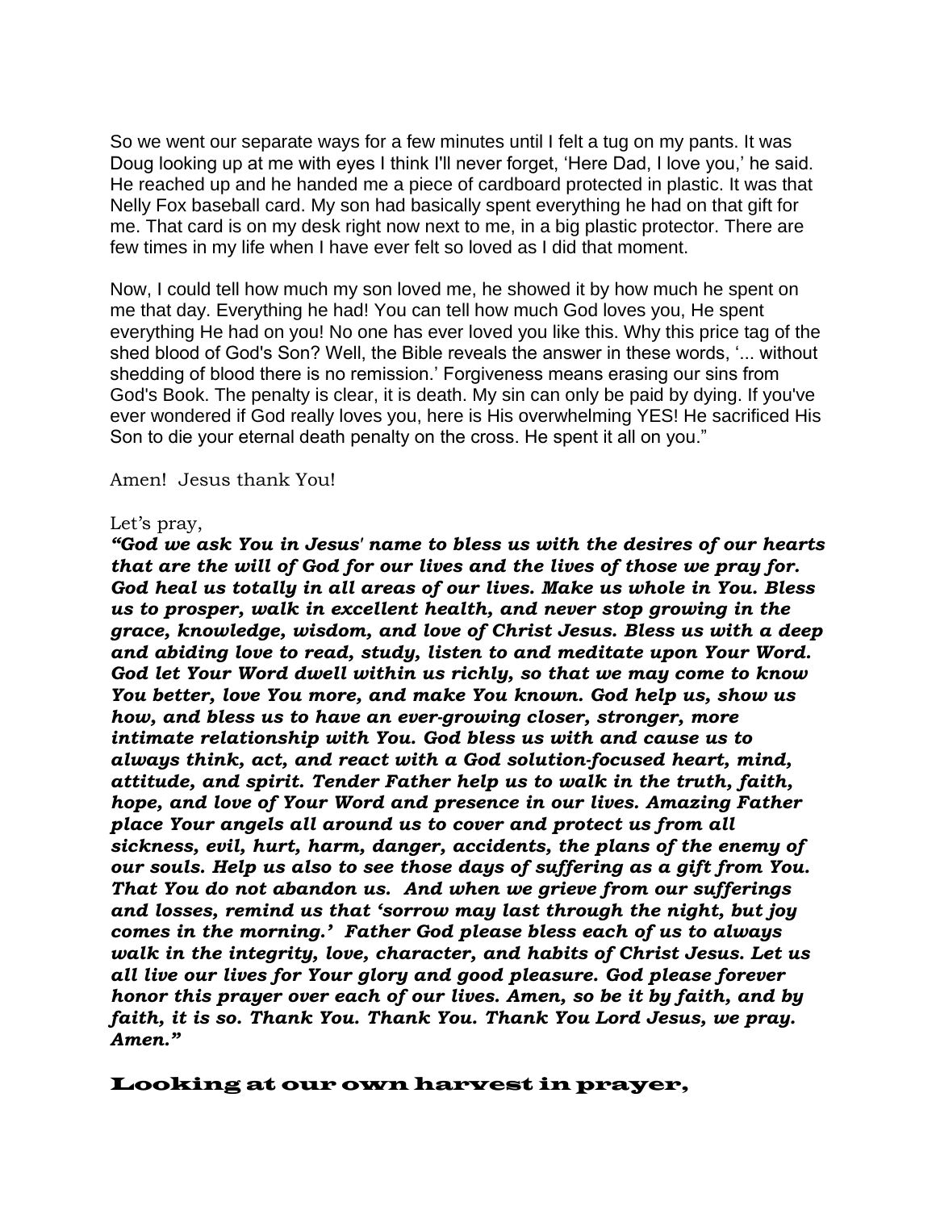So we went our separate ways for a few minutes until I felt a tug on my pants. It was Doug looking up at me with eyes I think I'll never forget, 'Here Dad, I love you,' he said. He reached up and he handed me a piece of cardboard protected in plastic. It was that Nelly Fox baseball card. My son had basically spent everything he had on that gift for me. That card is on my desk right now next to me, in a big plastic protector. There are few times in my life when I have ever felt so loved as I did that moment.

Now, I could tell how much my son loved me, he showed it by how much he spent on me that day. Everything he had! You can tell how much God loves you, He spent everything He had on you! No one has ever loved you like this. Why this price tag of the shed blood of God's Son? Well, the Bible reveals the answer in these words, '... without shedding of blood there is no remission.' Forgiveness means erasing our sins from God's Book. The penalty is clear, it is death. My sin can only be paid by dying. If you've ever wondered if God really loves you, here is His overwhelming YES! He sacrificed His Son to die your eternal death penalty on the cross. He spent it all on you."

Amen! Jesus thank You!

Let's pray,

***"God we ask You in Jesus' name to bless us with the desires of our hearts that are the will of God for our lives and the lives of those we pray for. God heal us totally in all areas of our lives. Make us whole in You. Bless us to prosper, walk in excellent health, and never stop growing in the grace, knowledge, wisdom, and love of Christ Jesus. Bless us with a deep and abiding love to read, study, listen to and meditate upon Your Word. God let Your Word dwell within us richly, so that we may come to know You better, love You more, and make You known. God help us, show us how, and bless us to have an ever-growing closer, stronger, more intimate relationship with You. God bless us with and cause us to always think, act, and react with a God solution-focused heart, mind, attitude, and spirit. Tender Father help us to walk in the truth, faith, hope, and love of Your Word and presence in our lives. Amazing Father place Your angels all around us to cover and protect us from all sickness, evil, hurt, harm, danger, accidents, the plans of the enemy of our souls. Help us also to see those days of suffering as a gift from You. That You do not abandon us. And when we grieve from our sufferings and losses, remind us that 'sorrow may last through the night, but joy comes in the morning.' Father God please bless each of us to always walk in the integrity, love, character, and habits of Christ Jesus. Let us all live our lives for Your glory and good pleasure. God please forever honor this prayer over each of our lives. Amen, so be it by faith, and by faith, it is so. Thank You. Thank You. Thank You Lord Jesus, we pray. Amen."***

## Looking at our own harvest in prayer,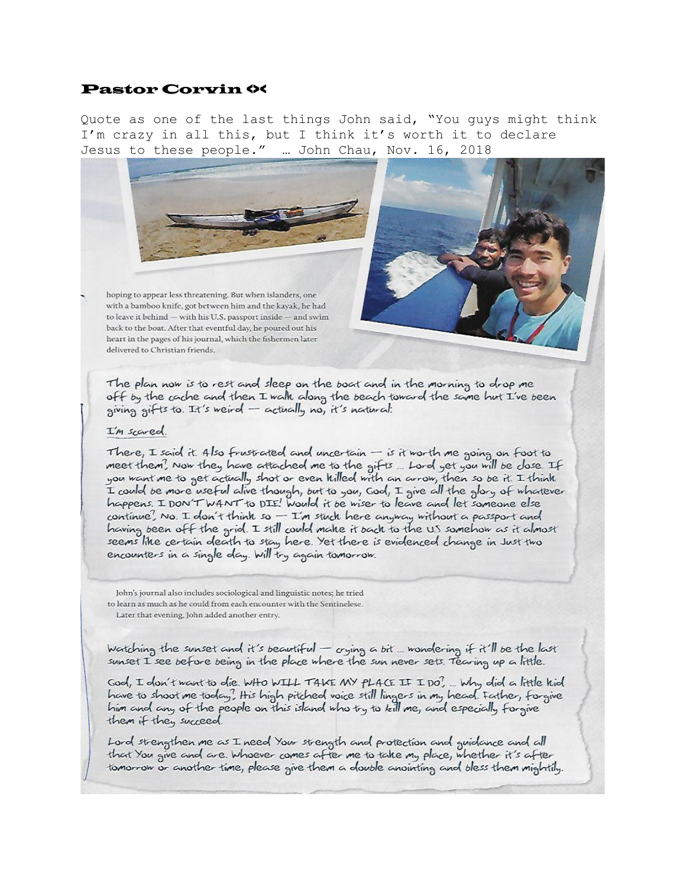**Pastor Corvin**

Quote as one of the last things John said, "You guys might think I'm crazy in all this, but I think it's worth it to declare Jesus to these people." … John Chau, Nov. 16, 2018

hoping to appear less threatening. But when islanders, one with a bamboo knife, got between him and the kayak, he had to leave it behind — with his U.S. passport inside — and swim back to the boat. After that eventful day, he poured out his heart in the pages of his journal, which the fishermen later delivered to Christian friends.

The plan now is to rest and sleep on the boat and in the morning to drop me off by the cache and then I walk along the beach toward the same hut I've been giving gifts to. It's weird — actually no, it's natural:

I'm scared.

There, I said it. Also frustrated and uncertain — is it worth me going on foot to meet them? Now they have attached me to the gifts … Lord yet you will be close. If you want me to get actually shot or even killed with an arrow, then so be it. I think I could be more useful alive though, but to you, God, I give all the glory of whatever happens. I DON'T WANT to DIE! Would it be wiser to leave and let someone else continue? No. I don't think so — I'm stuck here anyway without a passport and having been off the grid. I still could make it back to the US somehow as it almost seems like certain death to stay here. Yet there is evidenced change in just two encounters in a single day. Will try again tomorrow.

John's journal also includes sociological and linguistic notes; he tried to learn as much as he could from each encounter with the Sentinelese. Later that evening, John added another entry.

Watching the sunset and it's beautiful — crying a bit … wondering if it'll be the last sunset I see before being in the place where the sun never sets. Tearing up a little.

God, I don't want to die. WHO WILL TAKE MY PLACE IF I DO? … Why did a little kid have to shoot me today? His high pitched voice still lingers in my head. Father, forgive him and any of the people on this island who try to kill me, and especially forgive them if they succeed.

Lord strengthen me as I need Your strength and protection and guidance and all that You give and are. Whoever comes after me to take my place, whether it's after tomorrow or another time, please give them a double anointing and bless them mightily.